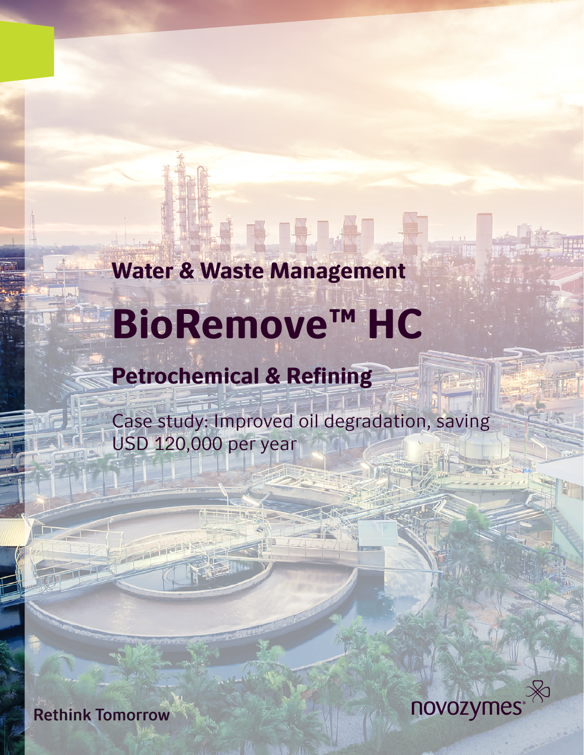## Water & Waste Management

# BioRemove™ HC

## Petrochemical & Refining

Case study: Improved oil degradation, saving USD 120,000 per year

**Rethink Tomorrow**

novozymes®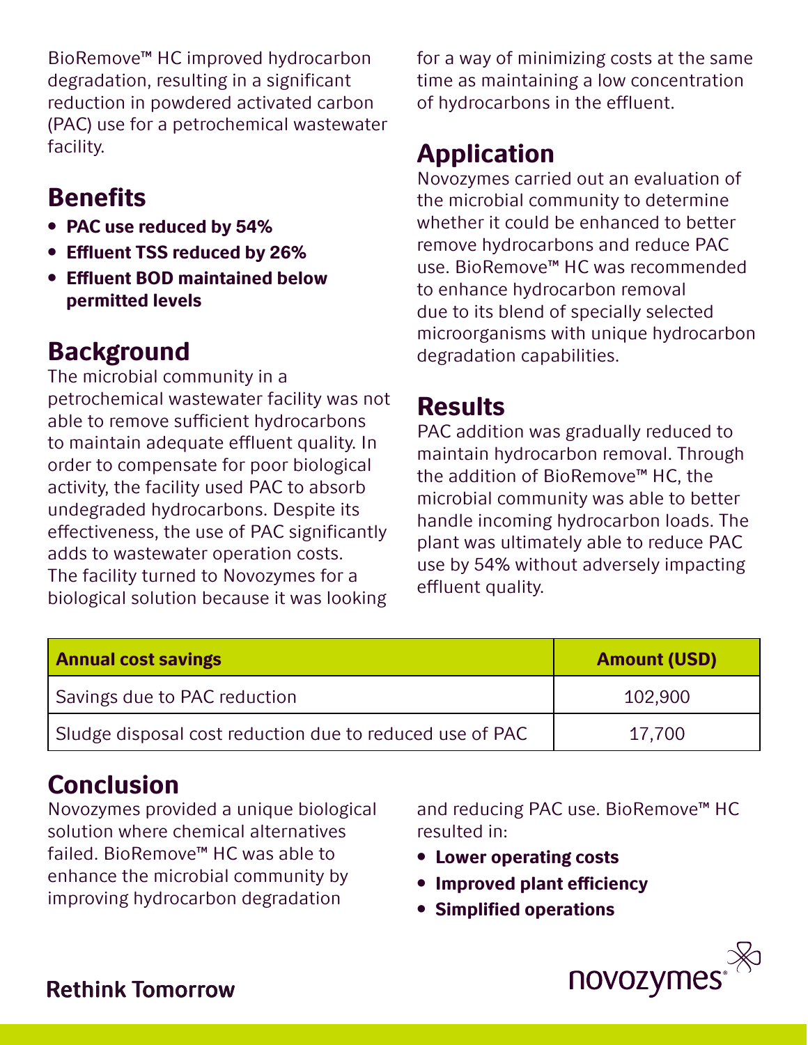BioRemove™ HC improved hydrocarbon degradation, resulting in a significant reduction in powdered activated carbon (PAC) use for a petrochemical wastewater facility.

## Benefits

- **PAC use reduced by 54%**
- **Effluent TSS reduced by 26%**
- **Effluent BOD maintained below permitted levels**

## Background

The microbial community in a petrochemical wastewater facility was not able to remove sufficient hydrocarbons to maintain adequate effluent quality. In order to compensate for poor biological activity, the facility used PAC to absorb undegraded hydrocarbons. Despite its effectiveness, the use of PAC significantly adds to wastewater operation costs. The facility turned to Novozymes for a biological solution because it was looking for a way of minimizing costs at the same time as maintaining a low concentration of hydrocarbons in the effluent.

## Application

Novozymes carried out an evaluation of the microbial community to determine whether it could be enhanced to better remove hydrocarbons and reduce PAC use. BioRemove™ HC was recommended to enhance hydrocarbon removal due to its blend of specially selected microorganisms with unique hydrocarbon degradation capabilities.

## Results

PAC addition was gradually reduced to maintain hydrocarbon removal. Through the addition of BioRemove™ HC, the microbial community was able to better handle incoming hydrocarbon loads. The plant was ultimately able to reduce PAC use by 54% without adversely impacting effluent quality.

| Annual cost savings | Amount (USD) |
|---|---|
| Savings due to PAC reduction | 102,900 |
| Sludge disposal cost reduction due to reduced use of PAC | 17,700 |

## Conclusion

Novozymes provided a unique biological solution where chemical alternatives failed. BioRemove™ HC was able to enhance the microbial community by improving hydrocarbon degradation and reducing PAC use. BioRemove™ HC resulted in:

- **Lower operating costs**
- **Improved plant efficiency**
- **Simplified operations**

**Rethink Tomorrow**

novozymes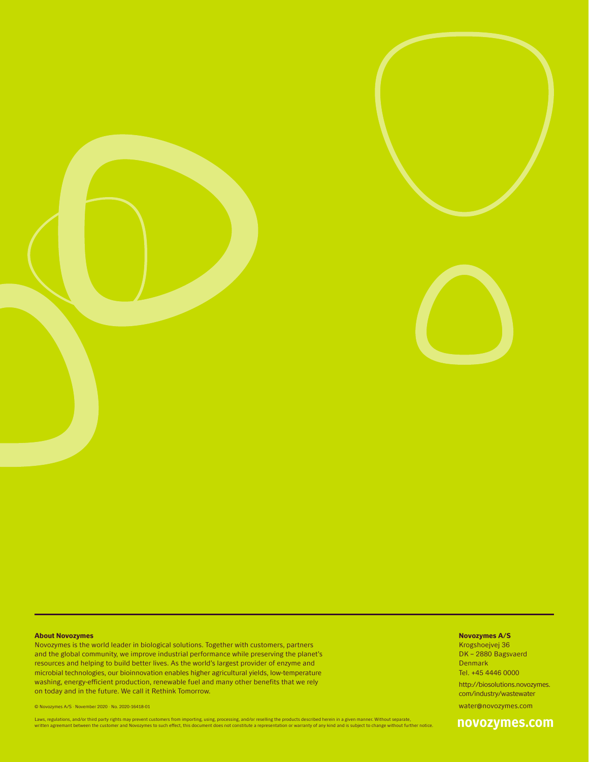**About Novozymes**

Novozymes is the world leader in biological solutions. Together with customers, partners and the global community, we improve industrial performance while preserving the planet's resources and helping to build better lives. As the world's largest provider of enzyme and microbial technologies, our bioinnovation enables higher agricultural yields, low-temperature washing, energy-efficient production, renewable fuel and many other benefits that we rely on today and in the future. We call it Rethink Tomorrow.

© Novozymes A/S · November 2020 · No. 2020-16418-01

Laws, regulations, and/or third party rights may prevent customers from importing, using, processing, and/or reselling the products described herein in a given manner. Without separate, written agreemant between the customer and Novozymes to such effect, this document does not constitute a representation or warranty of any kind and is subject to change without further notice.

**Novozymes A/S**
Krogshoejvej 36
DK – 2880 Bagsvaerd
Denmark
Tel. +45 4446 0000

http://biosolutions.novozymes.com/industry/wastewater

water@novozymes.com

**novozymes.com**